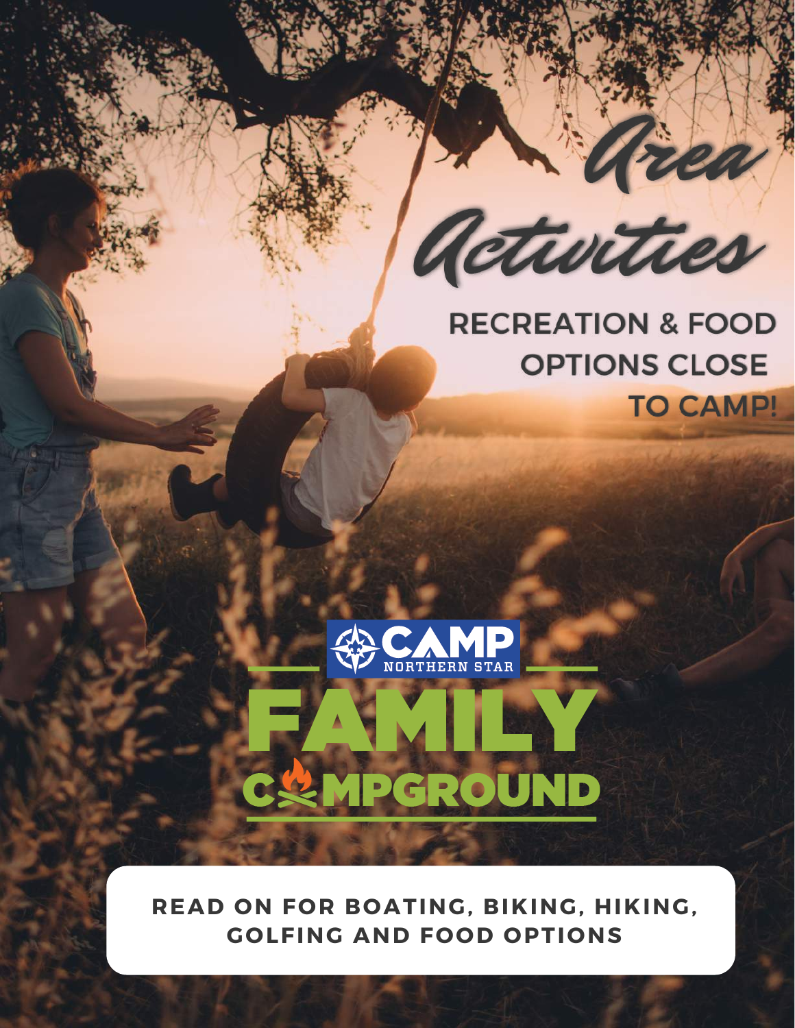# Area Activities

## RECREATION & FOOD OPTIONS CLOSE TO CAMP!

CAMP NORTHERN STAR

# FAMILY CAMPGROUND

**READ ON FOR BOATING, BIKING, HIKING, GOLFING AND FOOD OPTIONS**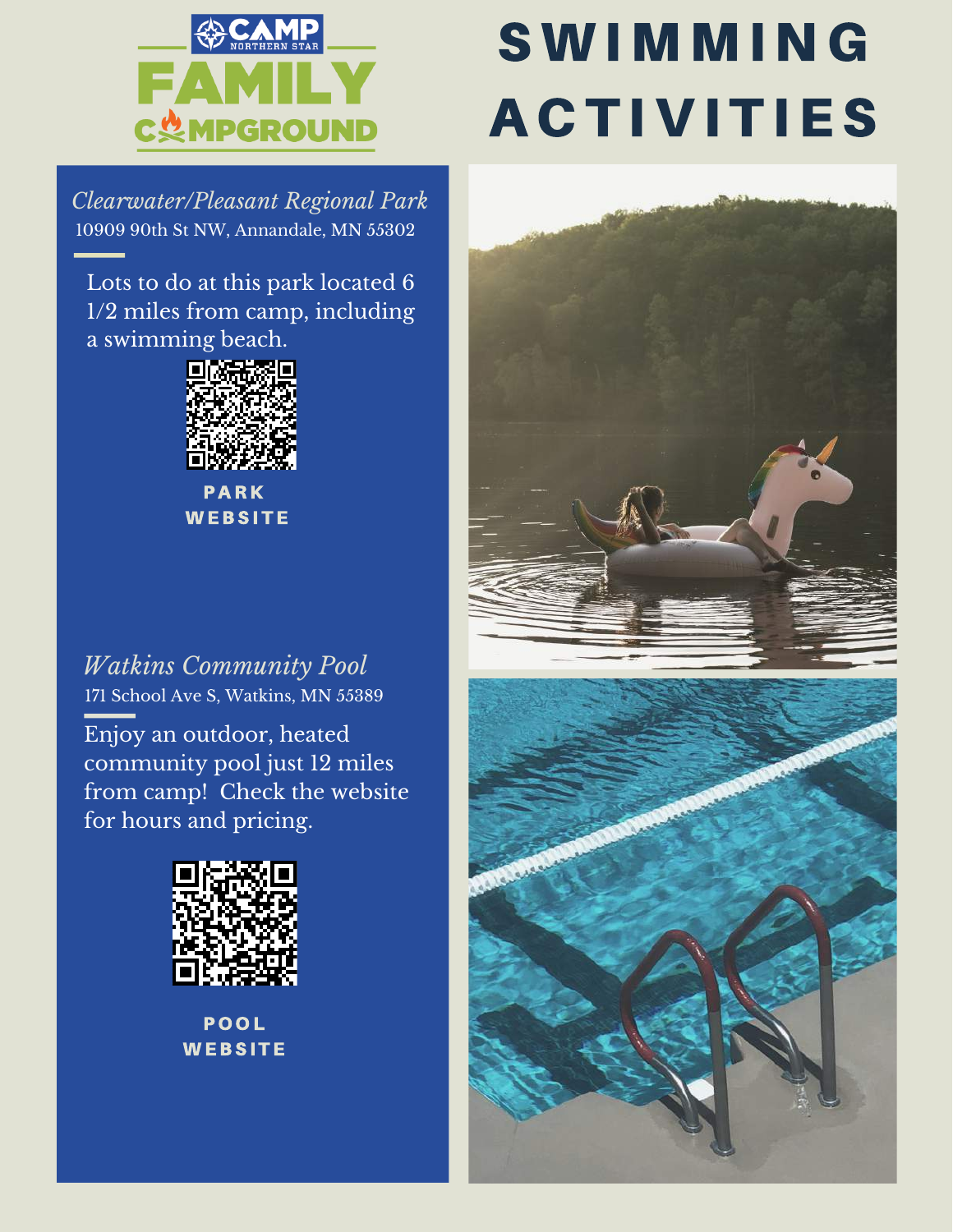CAMP NORTHERN STAR
FAMILY CAMPGROUND

# SWIMMING ACTIVITIES

*Clearwater/Pleasant Regional Park*
10909 90th St NW, Annandale, MN 55302

Lots to do at this park located 6 1/2 miles from camp, including a swimming beach.

**PARK WEBSITE**

*Watkins Community Pool*
171 School Ave S, Watkins, MN 55389

Enjoy an outdoor, heated community pool just 12 miles from camp! Check the website for hours and pricing.

**POOL WEBSITE**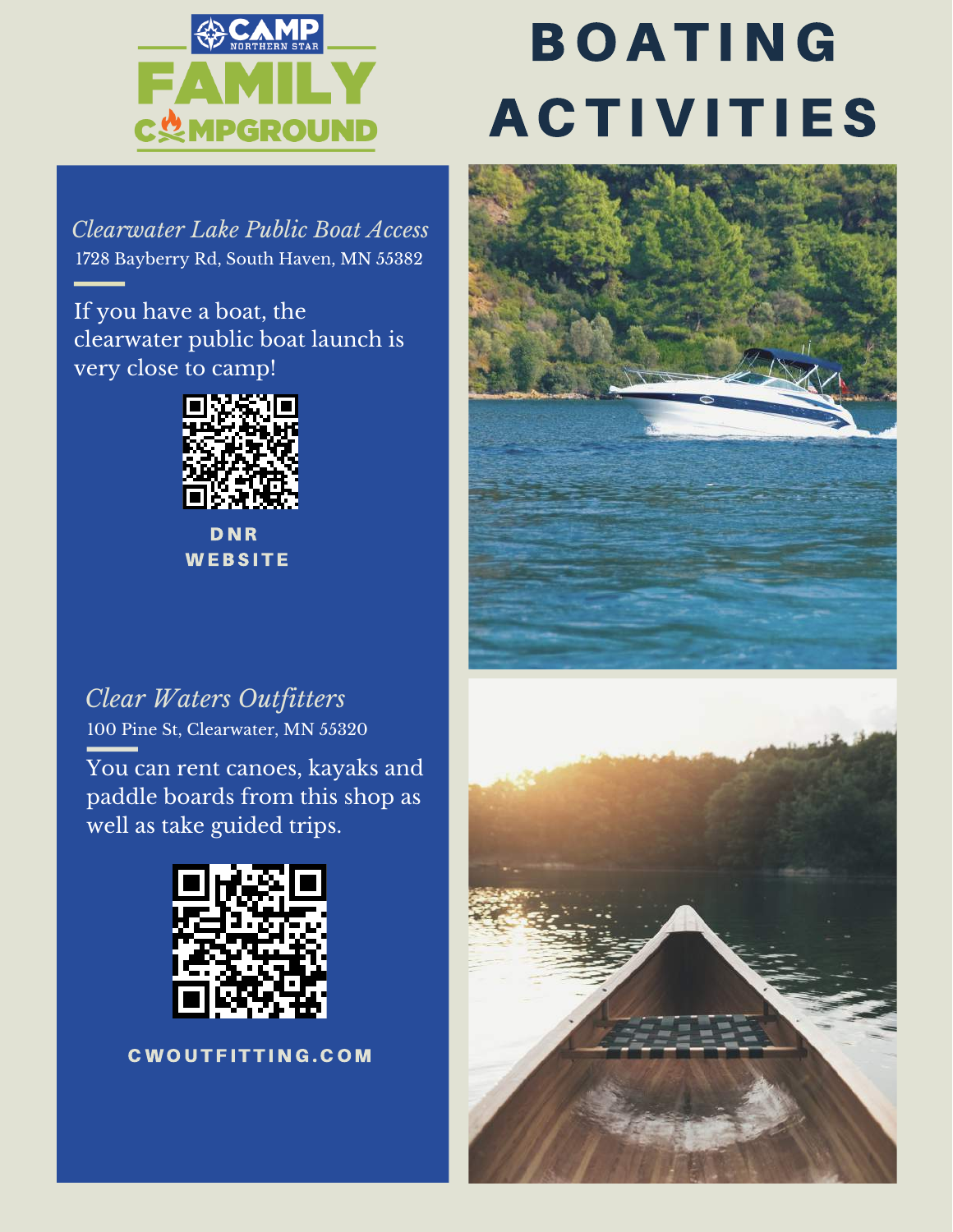CAMP NORTHERN STAR

FAMILY CAMPGROUND

# BOATING ACTIVITIES

### *Clearwater Lake Public Boat Access*

1728 Bayberry Rd, South Haven, MN 55382

If you have a boat, the clearwater public boat launch is very close to camp!

**DNR WEBSITE**

### *Clear Waters Outfitters*

100 Pine St, Clearwater, MN 55320

You can rent canoes, kayaks and paddle boards from this shop as well as take guided trips.

**CWOUTFITTING.COM**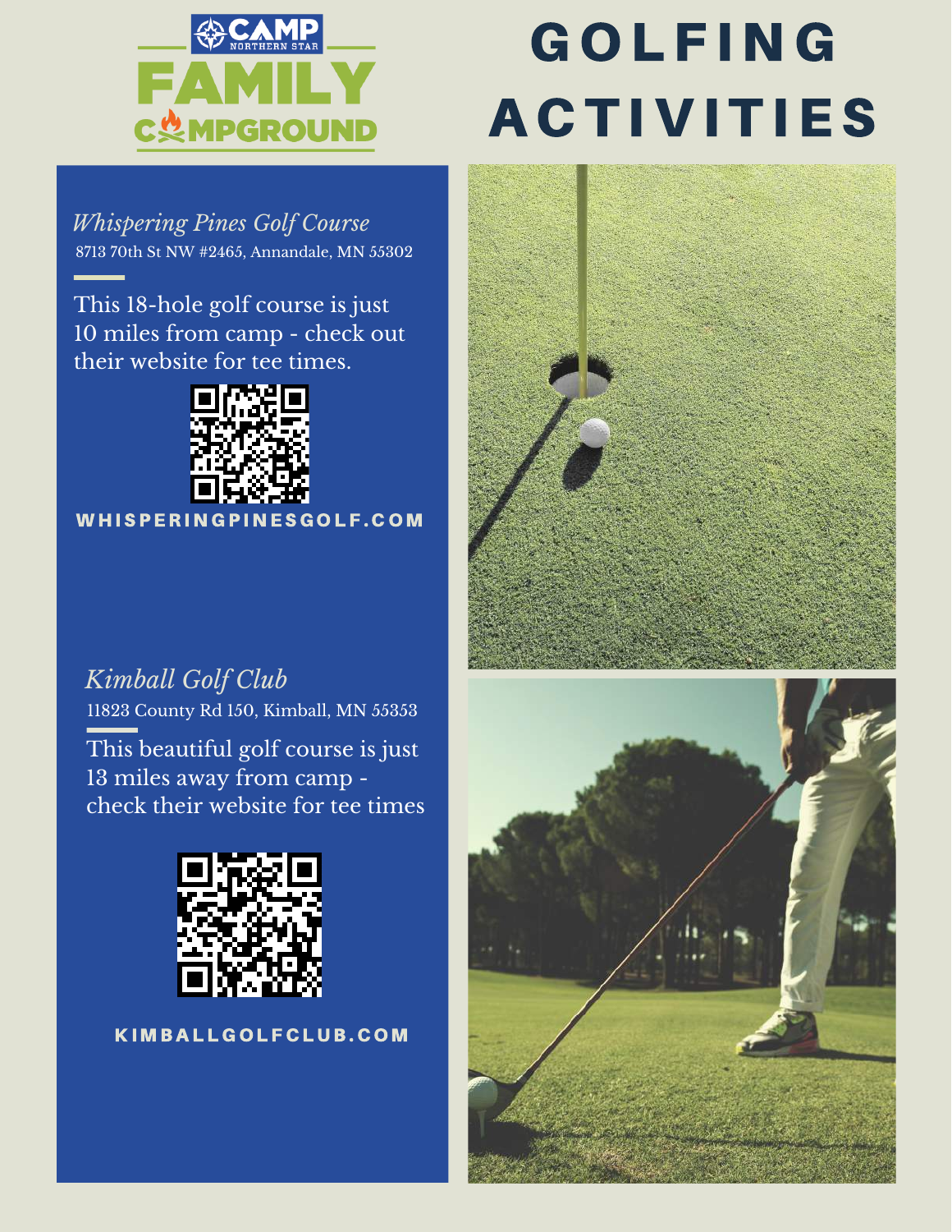CAMP NORTHERN STAR
FAMILY CAMPGROUND

# GOLFING ACTIVITIES

### *Whispering Pines Golf Course*

8713 70th St NW #2465, Annandale, MN 55302

This 18-hole golf course is just 10 miles from camp - check out their website for tee times.

WHISPERINGPINESGOLF.COM

### *Kimball Golf Club*

11823 County Rd 150, Kimball, MN 55353

This beautiful golf course is just 13 miles away from camp - check their website for tee times

KIMBALLGOLFCLUB.COM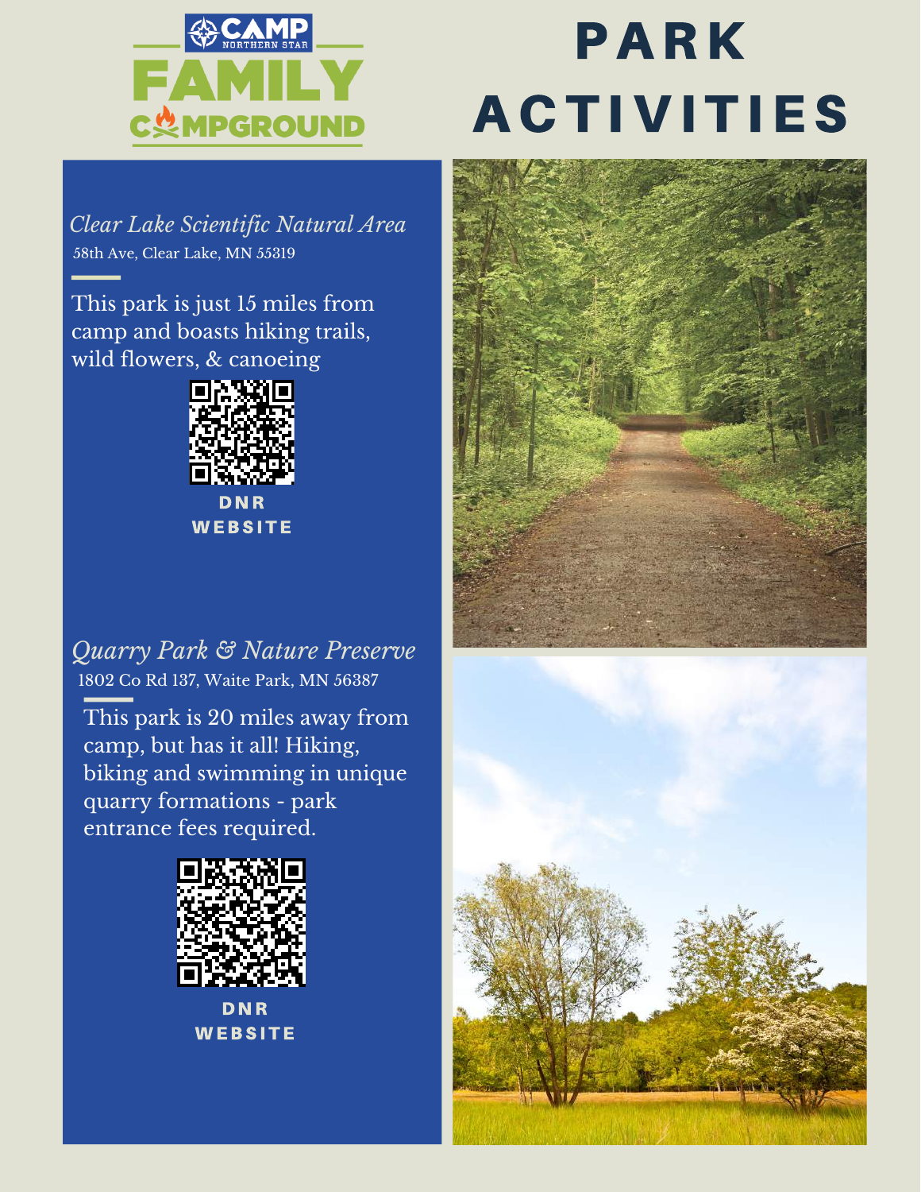# PARK ACTIVITIES

### *Clear Lake Scientific Natural Area*

58th Ave, Clear Lake, MN 55319

This park is just 15 miles from camp and boasts hiking trails, wild flowers, & canoeing

DNR WEBSITE

### *Quarry Park & Nature Preserve*

1802 Co Rd 137, Waite Park, MN 56387

This park is 20 miles away from camp, but has it all! Hiking, biking and swimming in unique quarry formations - park entrance fees required.

DNR WEBSITE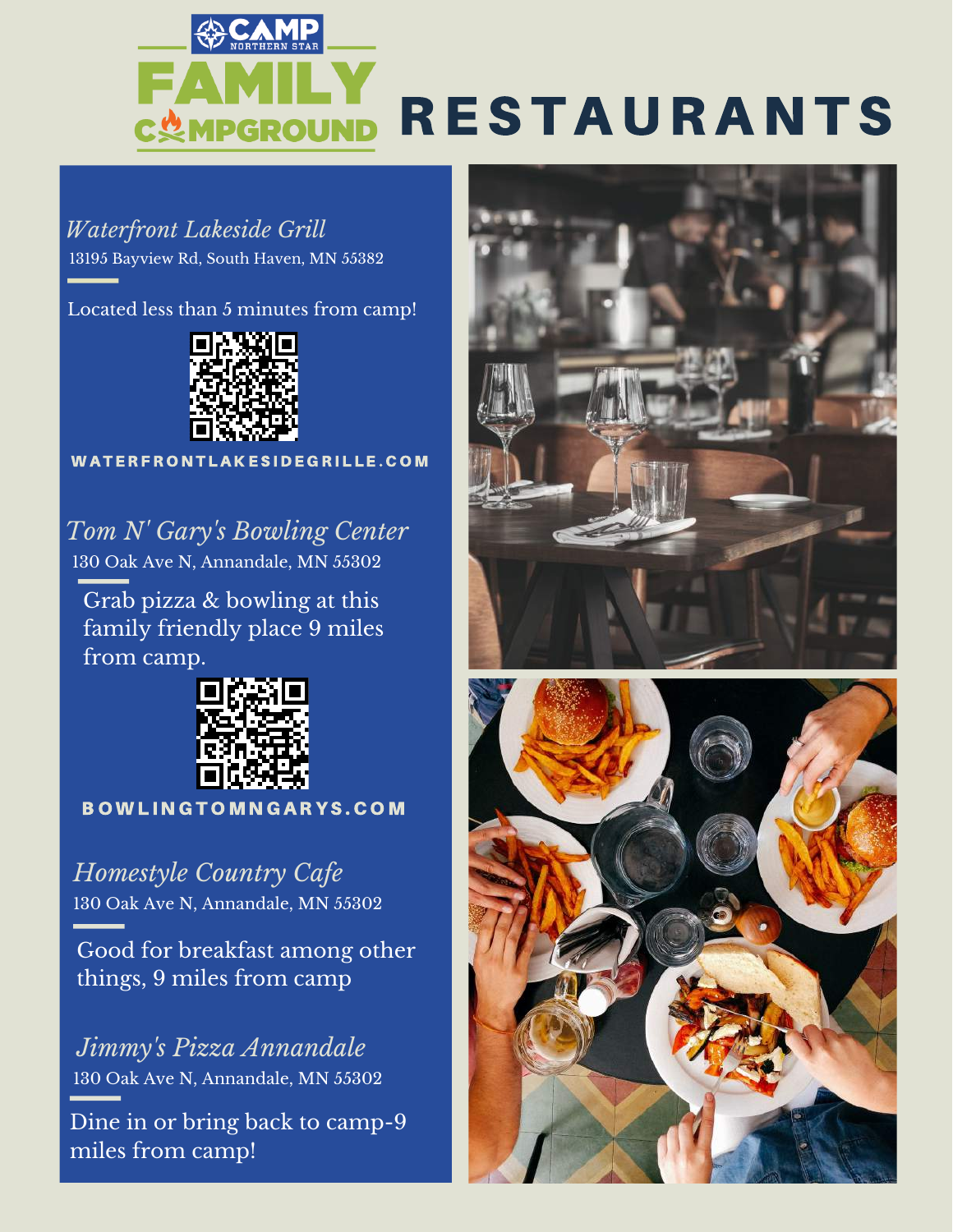CAMP NORTHERN STAR

FAMILY CAMPGROUND

# RESTAURANTS

## *Waterfront Lakeside Grill*

13195 Bayview Rd, South Haven, MN 55382

Located less than 5 minutes from camp!

WATERFRONTLAKESIDEGRILLE.COM

## *Tom N' Gary's Bowling Center*

130 Oak Ave N, Annandale, MN 55302

Grab pizza & bowling at this family friendly place 9 miles from camp.

BOWLINGTOMNGARYS.COM

## *Homestyle Country Cafe*

130 Oak Ave N, Annandale, MN 55302

Good for breakfast among other things, 9 miles from camp

## *Jimmy's Pizza Annandale*

130 Oak Ave N, Annandale, MN 55302

Dine in or bring back to camp-9 miles from camp!